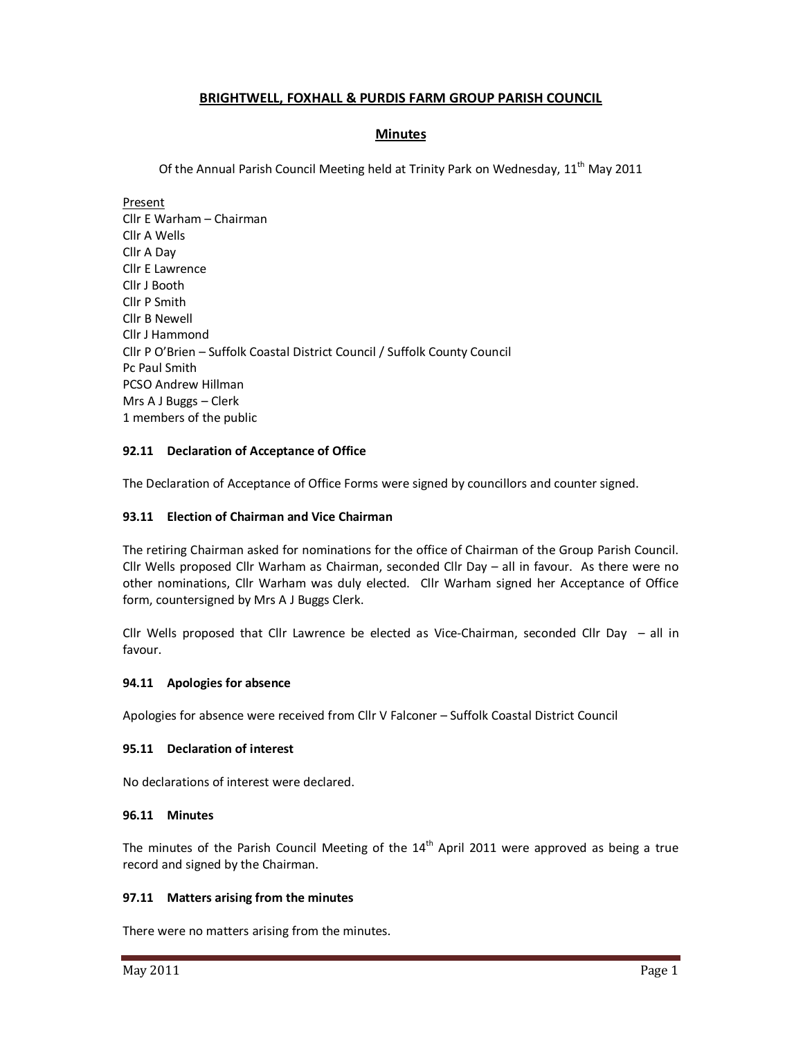# BRIGHTWELL, FOXHALL & PURDIS FARM GROUP PARISH COUNCIL

## Minutes

Of the Annual Parish Council Meeting held at Trinity Park on Wednesday, 11th May 2011

Present
Cllr E Warham – Chairman
Cllr A Wells
Cllr A Day
Cllr E Lawrence
Cllr J Booth
Cllr P Smith
Cllr B Newell
Cllr J Hammond
Cllr P O'Brien – Suffolk Coastal District Council / Suffolk County Council
Pc Paul Smith
PCSO Andrew Hillman
Mrs A J Buggs – Clerk
1 members of the public

### 92.11 Declaration of Acceptance of Office

The Declaration of Acceptance of Office Forms were signed by councillors and counter signed.

### 93.11 Election of Chairman and Vice Chairman

The retiring Chairman asked for nominations for the office of Chairman of the Group Parish Council. Cllr Wells proposed Cllr Warham as Chairman, seconded Cllr Day – all in favour. As there were no other nominations, Cllr Warham was duly elected. Cllr Warham signed her Acceptance of Office form, countersigned by Mrs A J Buggs Clerk.

Cllr Wells proposed that Cllr Lawrence be elected as Vice-Chairman, seconded Cllr Day – all in favour.

### 94.11 Apologies for absence

Apologies for absence were received from Cllr V Falconer – Suffolk Coastal District Council

### 95.11 Declaration of interest

No declarations of interest were declared.

### 96.11 Minutes

The minutes of the Parish Council Meeting of the 14th April 2011 were approved as being a true record and signed by the Chairman.

### 97.11 Matters arising from the minutes

There were no matters arising from the minutes.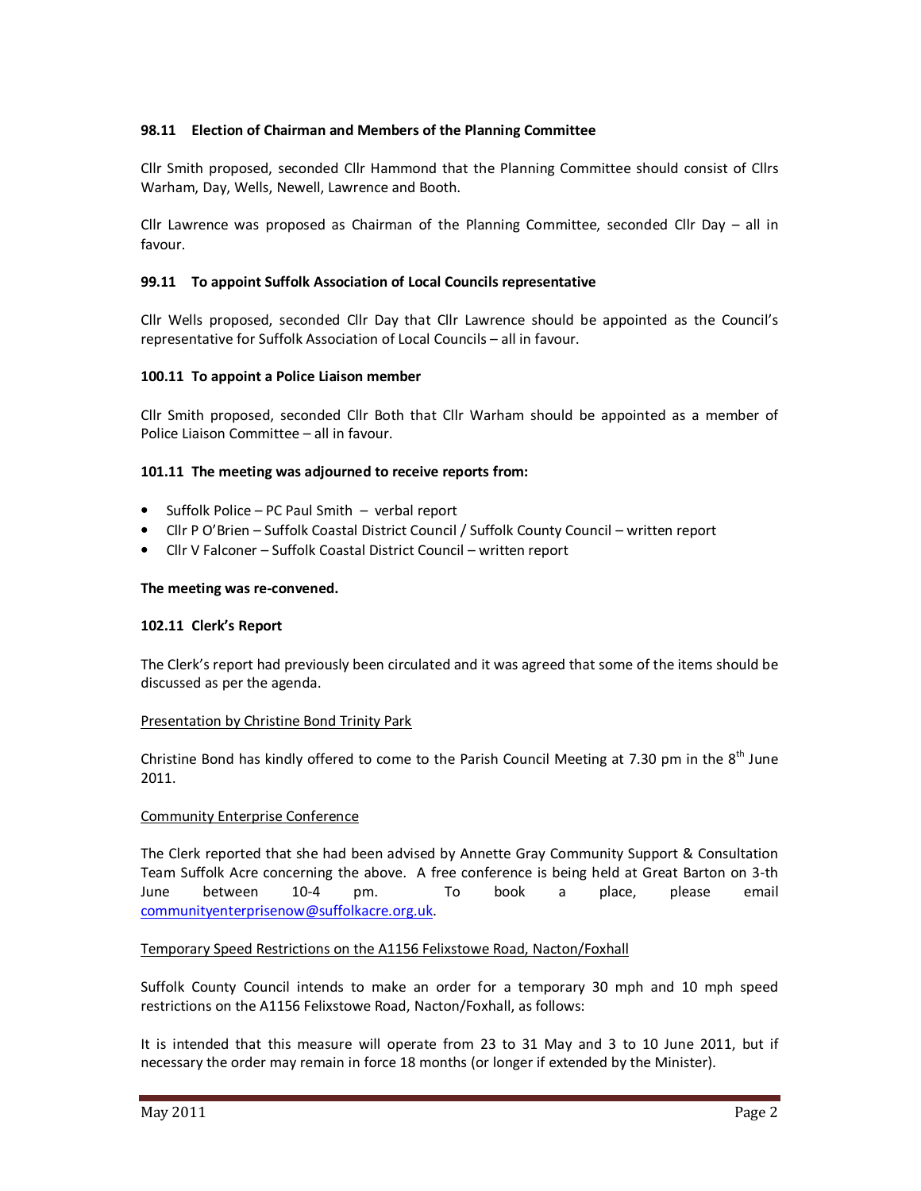**98.11 Election of Chairman and Members of the Planning Committee**

Cllr Smith proposed, seconded Cllr Hammond that the Planning Committee should consist of Cllrs Warham, Day, Wells, Newell, Lawrence and Booth.

Cllr Lawrence was proposed as Chairman of the Planning Committee, seconded Cllr Day – all in favour.

**99.11 To appoint Suffolk Association of Local Councils representative**

Cllr Wells proposed, seconded Cllr Day that Cllr Lawrence should be appointed as the Council's representative for Suffolk Association of Local Councils – all in favour.

**100.11 To appoint a Police Liaison member**

Cllr Smith proposed, seconded Cllr Both that Cllr Warham should be appointed as a member of Police Liaison Committee – all in favour.

**101.11 The meeting was adjourned to receive reports from:**

- Suffolk Police – PC Paul Smith – verbal report
- Cllr P O'Brien – Suffolk Coastal District Council / Suffolk County Council – written report
- Cllr V Falconer – Suffolk Coastal District Council – written report

**The meeting was re-convened.**

**102.11 Clerk's Report**

The Clerk's report had previously been circulated and it was agreed that some of the items should be discussed as per the agenda.

Presentation by Christine Bond Trinity Park

Christine Bond has kindly offered to come to the Parish Council Meeting at 7.30 pm in the 8th June 2011.

Community Enterprise Conference

The Clerk reported that she had been advised by Annette Gray Community Support & Consultation Team Suffolk Acre concerning the above. A free conference is being held at Great Barton on 3-th June between 10-4 pm. To book a place, please email communityenterprisenow@suffolkacre.org.uk.

Temporary Speed Restrictions on the A1156 Felixstowe Road, Nacton/Foxhall

Suffolk County Council intends to make an order for a temporary 30 mph and 10 mph speed restrictions on the A1156 Felixstowe Road, Nacton/Foxhall, as follows:

It is intended that this measure will operate from 23 to 31 May and 3 to 10 June 2011, but if necessary the order may remain in force 18 months (or longer if extended by the Minister).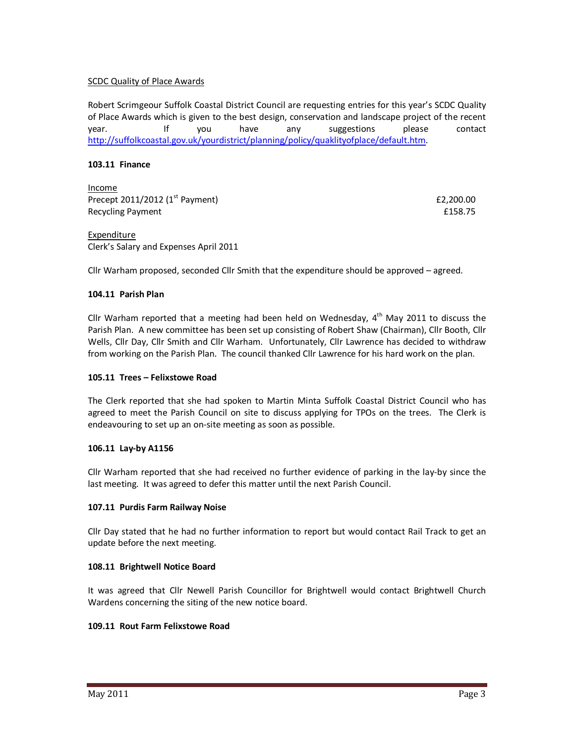SCDC Quality of Place Awards

Robert Scrimgeour Suffolk Coastal District Council are requesting entries for this year's SCDC Quality of Place Awards which is given to the best design, conservation and landscape project of the recent year. If you have any suggestions please contact http://suffolkcoastal.gov.uk/yourdistrict/planning/policy/quaklityofplace/default.htm.

**103.11 Finance**

Income

| | |
|---|---|
| Precept 2011/2012 (1st Payment) | £2,200.00 |
| Recycling Payment | £158.75 |

Expenditure

Clerk's Salary and Expenses April 2011

Cllr Warham proposed, seconded Cllr Smith that the expenditure should be approved – agreed.

**104.11 Parish Plan**

Cllr Warham reported that a meeting had been held on Wednesday, 4th May 2011 to discuss the Parish Plan. A new committee has been set up consisting of Robert Shaw (Chairman), Cllr Booth, Cllr Wells, Cllr Day, Cllr Smith and Cllr Warham. Unfortunately, Cllr Lawrence has decided to withdraw from working on the Parish Plan. The council thanked Cllr Lawrence for his hard work on the plan.

**105.11 Trees – Felixstowe Road**

The Clerk reported that she had spoken to Martin Minta Suffolk Coastal District Council who has agreed to meet the Parish Council on site to discuss applying for TPOs on the trees. The Clerk is endeavouring to set up an on-site meeting as soon as possible.

**106.11 Lay-by A1156**

Cllr Warham reported that she had received no further evidence of parking in the lay-by since the last meeting. It was agreed to defer this matter until the next Parish Council.

**107.11 Purdis Farm Railway Noise**

Cllr Day stated that he had no further information to report but would contact Rail Track to get an update before the next meeting.

**108.11 Brightwell Notice Board**

It was agreed that Cllr Newell Parish Councillor for Brightwell would contact Brightwell Church Wardens concerning the siting of the new notice board.

**109.11 Rout Farm Felixstowe Road**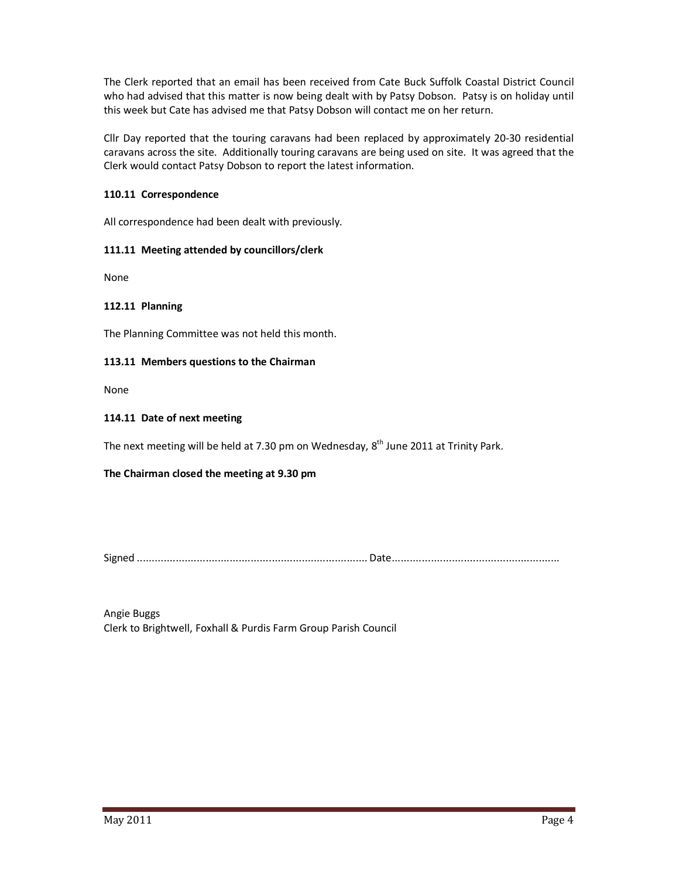The Clerk reported that an email has been received from Cate Buck Suffolk Coastal District Council who had advised that this matter is now being dealt with by Patsy Dobson. Patsy is on holiday until this week but Cate has advised me that Patsy Dobson will contact me on her return.

Cllr Day reported that the touring caravans had been replaced by approximately 20-30 residential caravans across the site. Additionally touring caravans are being used on site. It was agreed that the Clerk would contact Patsy Dobson to report the latest information.

**110.11 Correspondence**

All correspondence had been dealt with previously.

**111.11 Meeting attended by councillors/clerk**

None

**112.11 Planning**

The Planning Committee was not held this month.

**113.11 Members questions to the Chairman**

None

**114.11 Date of next meeting**

The next meeting will be held at 7.30 pm on Wednesday, 8th June 2011 at Trinity Park.

**The Chairman closed the meeting at 9.30 pm**

Signed ............................................................................ Date........................................................

Angie Buggs
Clerk to Brightwell, Foxhall & Purdis Farm Group Parish Council